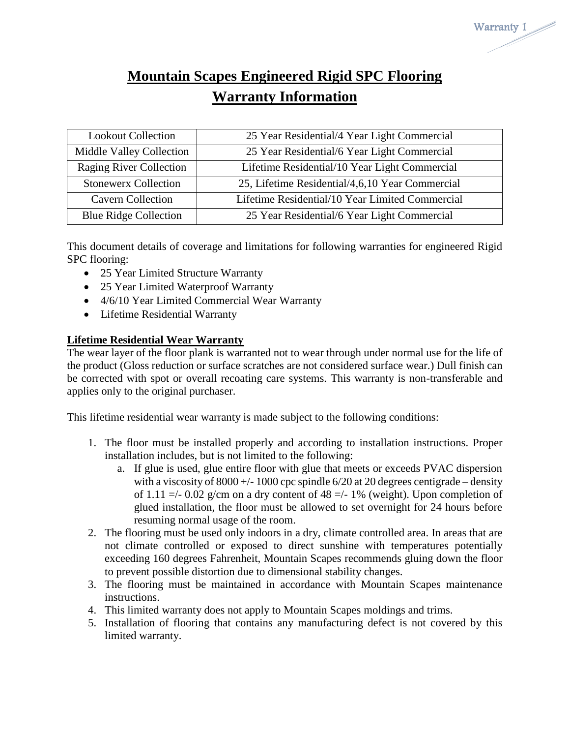# Mountain Scapes Engineered Rigid SPC Flooring Warranty Information

| Collection | Warranty |
|---|---|
| Lookout Collection | 25 Year Residential/4 Year Light Commercial |
| Middle Valley Collection | 25 Year Residential/6 Year Light Commercial |
| Raging River Collection | Lifetime Residential/10 Year Light Commercial |
| Stonewerx Collection | 25, Lifetime Residential/4,6,10 Year Commercial |
| Cavern Collection | Lifetime Residential/10 Year Limited Commercial |
| Blue Ridge Collection | 25 Year Residential/6 Year Light Commercial |

This document details of coverage and limitations for following warranties for engineered Rigid SPC flooring:

- 25 Year Limited Structure Warranty
- 25 Year Limited Waterproof Warranty
- 4/6/10 Year Limited Commercial Wear Warranty
- Lifetime Residential Warranty

**Lifetime Residential Wear Warranty**

The wear layer of the floor plank is warranted not to wear through under normal use for the life of the product (Gloss reduction or surface scratches are not considered surface wear.) Dull finish can be corrected with spot or overall recoating care systems. This warranty is non-transferable and applies only to the original purchaser.

This lifetime residential wear warranty is made subject to the following conditions:

1. The floor must be installed properly and according to installation instructions. Proper installation includes, but is not limited to the following:
   a. If glue is used, glue entire floor with glue that meets or exceeds PVAC dispersion with a viscosity of 8000 +/- 1000 cpc spindle 6/20 at 20 degrees centigrade – density of 1.11 =/- 0.02 g/cm on a dry content of 48 =/- 1% (weight). Upon completion of glued installation, the floor must be allowed to set overnight for 24 hours before resuming normal usage of the room.
2. The flooring must be used only indoors in a dry, climate controlled area. In areas that are not climate controlled or exposed to direct sunshine with temperatures potentially exceeding 160 degrees Fahrenheit, Mountain Scapes recommends gluing down the floor to prevent possible distortion due to dimensional stability changes.
3. The flooring must be maintained in accordance with Mountain Scapes maintenance instructions.
4. This limited warranty does not apply to Mountain Scapes moldings and trims.
5. Installation of flooring that contains any manufacturing defect is not covered by this limited warranty.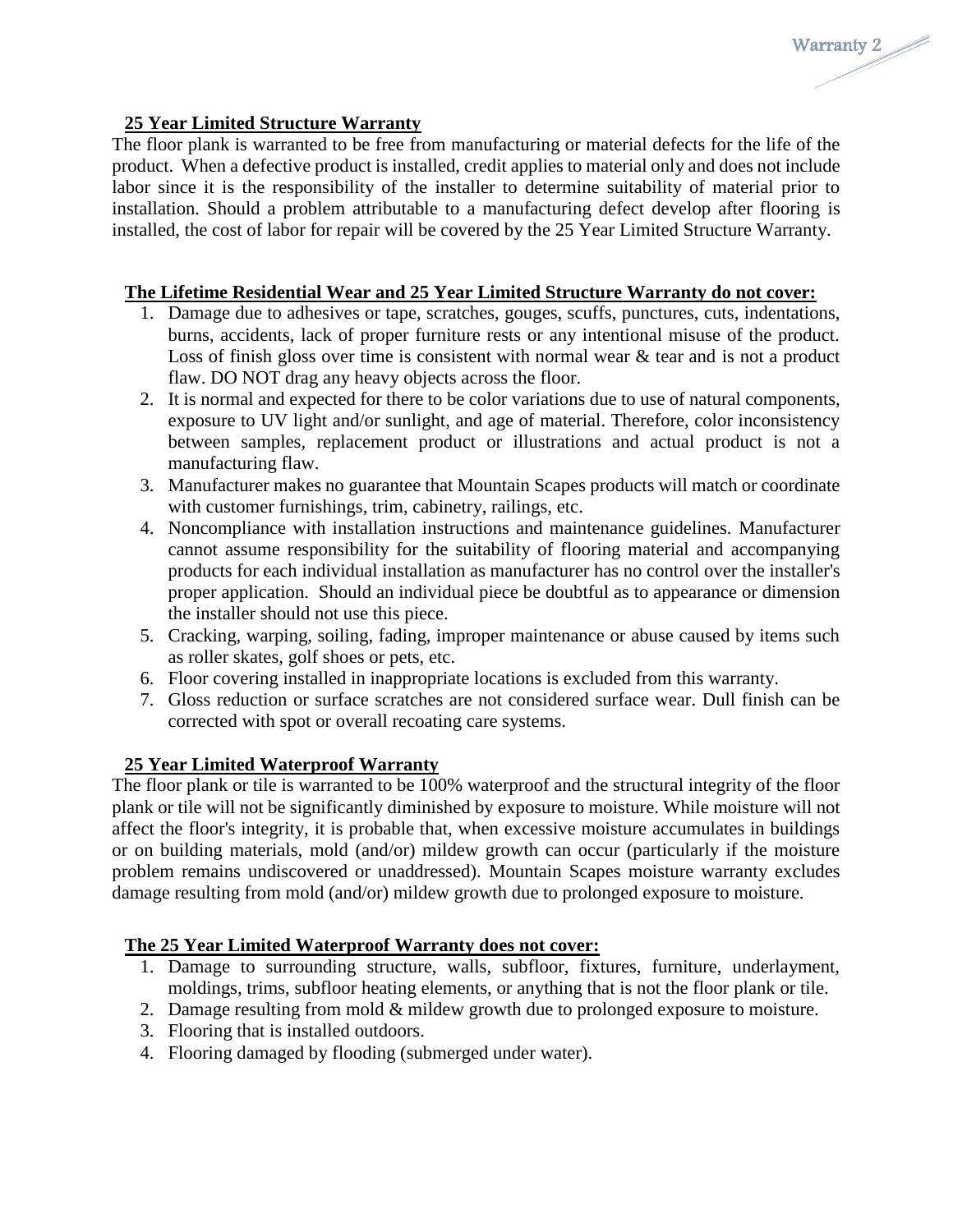**25 Year Limited Structure Warranty**

The floor plank is warranted to be free from manufacturing or material defects for the life of the product. When a defective product is installed, credit applies to material only and does not include labor since it is the responsibility of the installer to determine suitability of material prior to installation. Should a problem attributable to a manufacturing defect develop after flooring is installed, the cost of labor for repair will be covered by the 25 Year Limited Structure Warranty.

**The Lifetime Residential Wear and 25 Year Limited Structure Warranty do not cover:**

1. Damage due to adhesives or tape, scratches, gouges, scuffs, punctures, cuts, indentations, burns, accidents, lack of proper furniture rests or any intentional misuse of the product. Loss of finish gloss over time is consistent with normal wear & tear and is not a product flaw. DO NOT drag any heavy objects across the floor.
2. It is normal and expected for there to be color variations due to use of natural components, exposure to UV light and/or sunlight, and age of material. Therefore, color inconsistency between samples, replacement product or illustrations and actual product is not a manufacturing flaw.
3. Manufacturer makes no guarantee that Mountain Scapes products will match or coordinate with customer furnishings, trim, cabinetry, railings, etc.
4. Noncompliance with installation instructions and maintenance guidelines. Manufacturer cannot assume responsibility for the suitability of flooring material and accompanying products for each individual installation as manufacturer has no control over the installer's proper application. Should an individual piece be doubtful as to appearance or dimension the installer should not use this piece.
5. Cracking, warping, soiling, fading, improper maintenance or abuse caused by items such as roller skates, golf shoes or pets, etc.
6. Floor covering installed in inappropriate locations is excluded from this warranty.
7. Gloss reduction or surface scratches are not considered surface wear. Dull finish can be corrected with spot or overall recoating care systems.

**25 Year Limited Waterproof Warranty**

The floor plank or tile is warranted to be 100% waterproof and the structural integrity of the floor plank or tile will not be significantly diminished by exposure to moisture. While moisture will not affect the floor's integrity, it is probable that, when excessive moisture accumulates in buildings or on building materials, mold (and/or) mildew growth can occur (particularly if the moisture problem remains undiscovered or unaddressed). Mountain Scapes moisture warranty excludes damage resulting from mold (and/or) mildew growth due to prolonged exposure to moisture.

**The 25 Year Limited Waterproof Warranty does not cover:**

1. Damage to surrounding structure, walls, subfloor, fixtures, furniture, underlayment, moldings, trims, subfloor heating elements, or anything that is not the floor plank or tile.
2. Damage resulting from mold & mildew growth due to prolonged exposure to moisture.
3. Flooring that is installed outdoors.
4. Flooring damaged by flooding (submerged under water).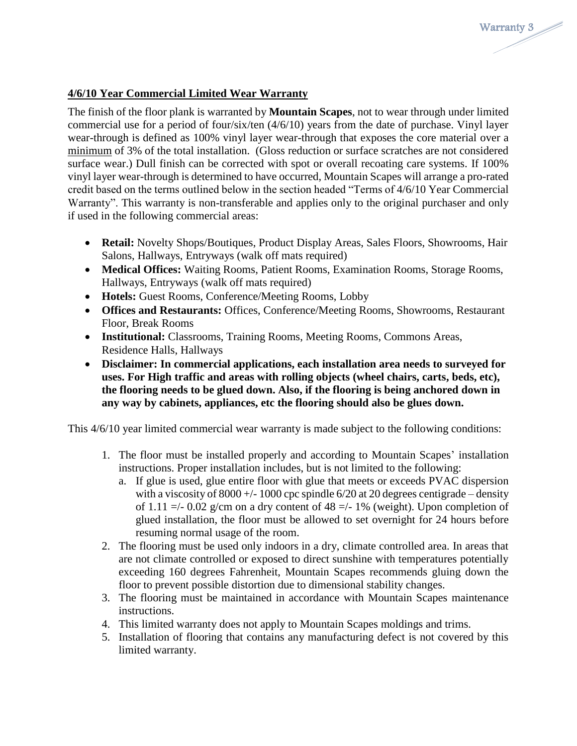**4/6/10 Year Commercial Limited Wear Warranty**

The finish of the floor plank is warranted by **Mountain Scapes**, not to wear through under limited commercial use for a period of four/six/ten (4/6/10) years from the date of purchase. Vinyl layer wear-through is defined as 100% vinyl layer wear-through that exposes the core material over a minimum of 3% of the total installation. (Gloss reduction or surface scratches are not considered surface wear.) Dull finish can be corrected with spot or overall recoating care systems. If 100% vinyl layer wear-through is determined to have occurred, Mountain Scapes will arrange a pro-rated credit based on the terms outlined below in the section headed "Terms of 4/6/10 Year Commercial Warranty". This warranty is non-transferable and applies only to the original purchaser and only if used in the following commercial areas:

- **Retail:** Novelty Shops/Boutiques, Product Display Areas, Sales Floors, Showrooms, Hair Salons, Hallways, Entryways (walk off mats required)
- **Medical Offices:** Waiting Rooms, Patient Rooms, Examination Rooms, Storage Rooms, Hallways, Entryways (walk off mats required)
- **Hotels:** Guest Rooms, Conference/Meeting Rooms, Lobby
- **Offices and Restaurants:** Offices, Conference/Meeting Rooms, Showrooms, Restaurant Floor, Break Rooms
- **Institutional:** Classrooms, Training Rooms, Meeting Rooms, Commons Areas, Residence Halls, Hallways
- **Disclaimer: In commercial applications, each installation area needs to surveyed for uses. For High traffic and areas with rolling objects (wheel chairs, carts, beds, etc), the flooring needs to be glued down. Also, if the flooring is being anchored down in any way by cabinets, appliances, etc the flooring should also be glues down.**

This 4/6/10 year limited commercial wear warranty is made subject to the following conditions:

1. The floor must be installed properly and according to Mountain Scapes' installation instructions. Proper installation includes, but is not limited to the following:
   a. If glue is used, glue entire floor with glue that meets or exceeds PVAC dispersion with a viscosity of 8000 +/- 1000 cpc spindle 6/20 at 20 degrees centigrade – density of 1.11 =/- 0.02 g/cm on a dry content of 48 =/- 1% (weight). Upon completion of glued installation, the floor must be allowed to set overnight for 24 hours before resuming normal usage of the room.
2. The flooring must be used only indoors in a dry, climate controlled area. In areas that are not climate controlled or exposed to direct sunshine with temperatures potentially exceeding 160 degrees Fahrenheit, Mountain Scapes recommends gluing down the floor to prevent possible distortion due to dimensional stability changes.
3. The flooring must be maintained in accordance with Mountain Scapes maintenance instructions.
4. This limited warranty does not apply to Mountain Scapes moldings and trims.
5. Installation of flooring that contains any manufacturing defect is not covered by this limited warranty.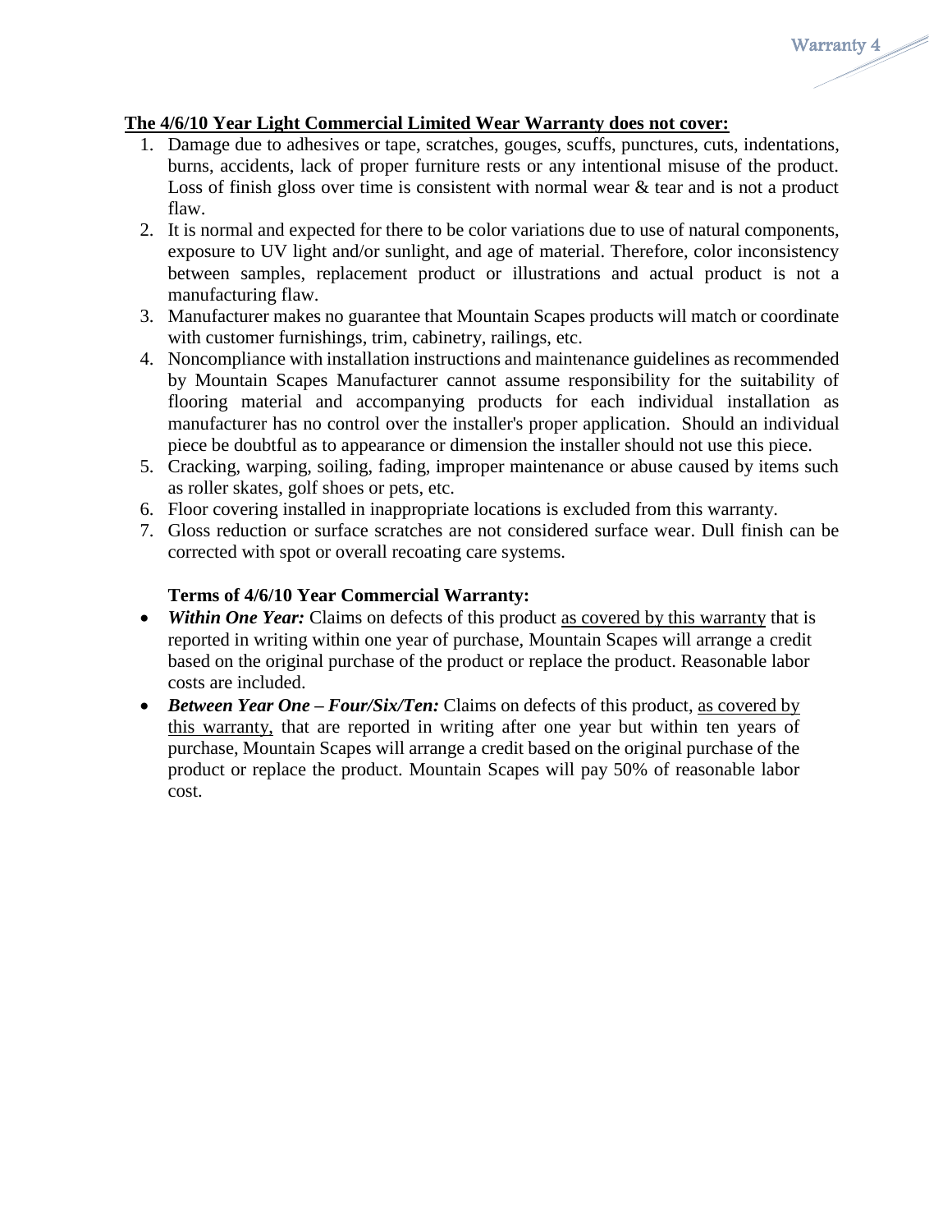**The 4/6/10 Year Light Commercial Limited Wear Warranty does not cover:**

1. Damage due to adhesives or tape, scratches, gouges, scuffs, punctures, cuts, indentations, burns, accidents, lack of proper furniture rests or any intentional misuse of the product. Loss of finish gloss over time is consistent with normal wear & tear and is not a product flaw.
2. It is normal and expected for there to be color variations due to use of natural components, exposure to UV light and/or sunlight, and age of material. Therefore, color inconsistency between samples, replacement product or illustrations and actual product is not a manufacturing flaw.
3. Manufacturer makes no guarantee that Mountain Scapes products will match or coordinate with customer furnishings, trim, cabinetry, railings, etc.
4. Noncompliance with installation instructions and maintenance guidelines as recommended by Mountain Scapes Manufacturer cannot assume responsibility for the suitability of flooring material and accompanying products for each individual installation as manufacturer has no control over the installer's proper application. Should an individual piece be doubtful as to appearance or dimension the installer should not use this piece.
5. Cracking, warping, soiling, fading, improper maintenance or abuse caused by items such as roller skates, golf shoes or pets, etc.
6. Floor covering installed in inappropriate locations is excluded from this warranty.
7. Gloss reduction or surface scratches are not considered surface wear. Dull finish can be corrected with spot or overall recoating care systems.

**Terms of 4/6/10 Year Commercial Warranty:**

- ***Within One Year:*** Claims on defects of this product <u>as covered by this warranty</u> that is reported in writing within one year of purchase, Mountain Scapes will arrange a credit based on the original purchase of the product or replace the product. Reasonable labor costs are included.
- ***Between Year One – Four/Six/Ten:*** Claims on defects of this product, <u>as covered by this warranty,</u> that are reported in writing after one year but within ten years of purchase, Mountain Scapes will arrange a credit based on the original purchase of the product or replace the product. Mountain Scapes will pay 50% of reasonable labor cost.